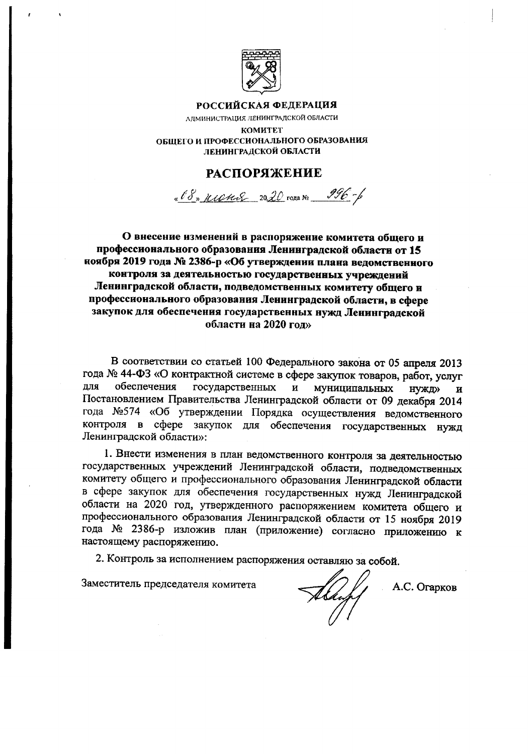**РОССИЙСКАЯ ФЕДЕРАЦИЯ**

АДМИНИСТРАЦИЯ ЛЕНИНГРАДСКОЙ ОБЛАСТИ

**КОМИТЕТ**
**ОБЩЕГО И ПРОФЕССИОНАЛЬНОГО ОБРАЗОВАНИЯ**
**ЛЕНИНГРАДСКОЙ ОБЛАСТИ**

# РАСПОРЯЖЕНИЕ

«08» июня 2020 года № 996-р

**О внесение изменений в распоряжение комитета общего и профессионального образования Ленинградской области от 15 ноября 2019 года № 2386-р «Об утверждении плана ведомственного контроля за деятельностью государственных учреждений Ленинградской области, подведомственных комитету общего и профессионального образования Ленинградской области, в сфере закупок для обеспечения государственных нужд Ленинградской области на 2020 год»**

В соответствии со статьей 100 Федерального закона от 05 апреля 2013 года № 44-ФЗ «О контрактной системе в сфере закупок товаров, работ, услуг для обеспечения государственных и муниципальных нужд» и Постановлением Правительства Ленинградской области от 09 декабря 2014 года №574 «Об утверждении Порядка осуществления ведомственного контроля в сфере закупок для обеспечения государственных нужд Ленинградской области»:

1. Внести изменения в план ведомственного контроля за деятельностью государственных учреждений Ленинградской области, подведомственных комитету общего и профессионального образования Ленинградской области в сфере закупок для обеспечения государственных нужд Ленинградской области на 2020 год, утвержденного распоряжением комитета общего и профессионального образования Ленинградской области от 15 ноября 2019 года № 2386-р изложив план (приложение) согласно приложению к настоящему распоряжению.

2. Контроль за исполнением распоряжения оставляю за собой.

Заместитель председателя комитета А.С. Огарков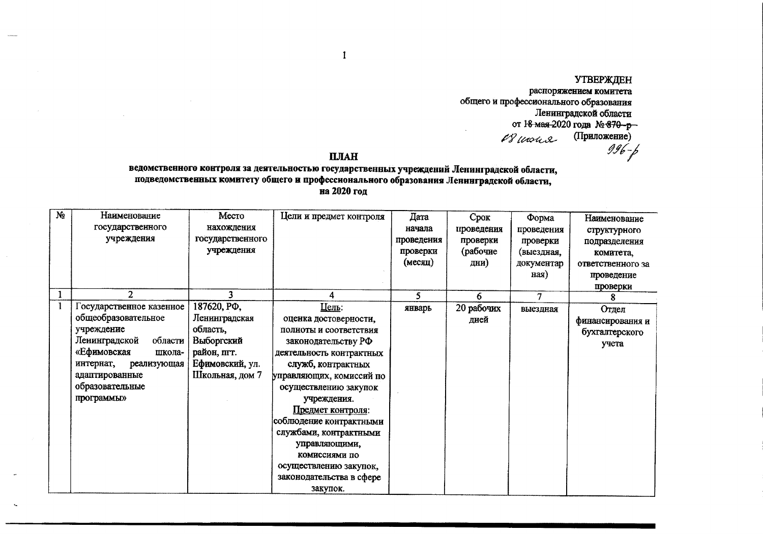УТВЕРЖДЕН
распоряжением комитета
общего и профессионального образования
Ленинградской области
от ~~18 мая~~ 2020 года № ~~870-р~~
08 июня (Приложение)
996-р

## ПЛАН

**ведомственного контроля за деятельностью государственных учреждений Ленинградской области, подведомственных комитету общего и профессионального образования Ленинградской области, на 2020 год**

| № | Наименование государственного учреждения | Место нахождения государственного учреждения | Цели и предмет контроля | Дата начала проведения проверки (месяц) | Срок проведения проверки (рабочие дни) | Форма проведения проверки (выездная, документарная) | Наименование структурного подразделения комитета, ответственного за проведение проверки |
|---|---|---|---|---|---|---|---|
| 1 | 2 | 3 | 4 | 5 | 6 | 7 | 8 |
| 1 | Государственное казенное общеобразовательное учреждение Ленинградской области «Ефимовская школа-интернат, реализующая адаптированные образовательные программы» | 187620, РФ, Ленинградская область, Выборгский район, пгт. Ефимовский, ул. Школьная, дом 7 | Цель: оценка достоверности, полноты и соответствия законодательству РФ деятельность контрактных служб, контрактных управляющих, комиссий по осуществлению закупок учреждения. Предмет контроля: соблюдение контрактными службами, контрактными управляющими, комиссиями по осуществлению закупок, законодательства в сфере закупок. | январь | 20 рабочих дней | выездная | Отдел финансирования и бухгалтерского учета |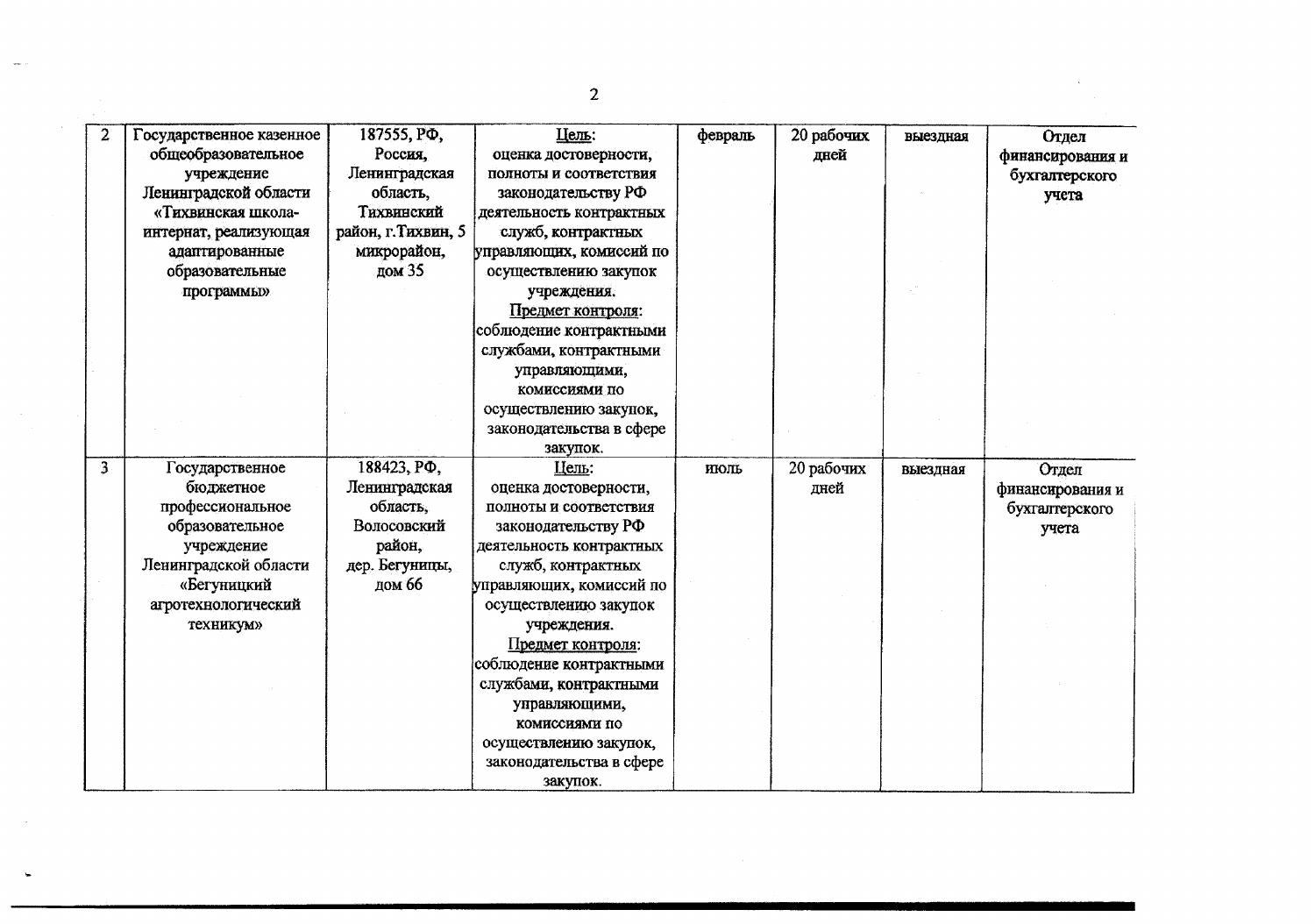| 2 | Государственное казенное общеобразовательное учреждение Ленинградской области «Тихвинская школа-интернат, реализующая адаптированные образовательные программы» | 187555, РФ, Россия, Ленинградская область, Тихвинский район, г.Тихвин, 5 микрорайон, дом 35 | Цель: оценка достоверности, полноты и соответствия законодательству РФ деятельность контрактных служб, контрактных управляющих, комиссий по осуществлению закупок учреждения. Предмет контроля: соблюдение контрактными службами, контрактными управляющими, комиссиями по осуществлению закупок, законодательства в сфере закупок. | февраль | 20 рабочих дней | выездная | Отдел финансирования и бухгалтерского учета |
|---|---|---|---|---|---|---|---|
| 3 | Государственное бюджетное профессиональное образовательное учреждение Ленинградской области «Бегуницкий агротехнологический техникум» | 188423, РФ, Ленинградская область, Волосовский район, дер. Бегуницы, дом 66 | Цель: оценка достоверности, полноты и соответствия законодательству РФ деятельность контрактных служб, контрактных управляющих, комиссий по осуществлению закупок учреждения. Предмет контроля: соблюдение контрактными службами, контрактными управляющими, комиссиями по осуществлению закупок, законодательства в сфере закупок. | июль | 20 рабочих дней | выездная | Отдел финансирования и бухгалтерского учета |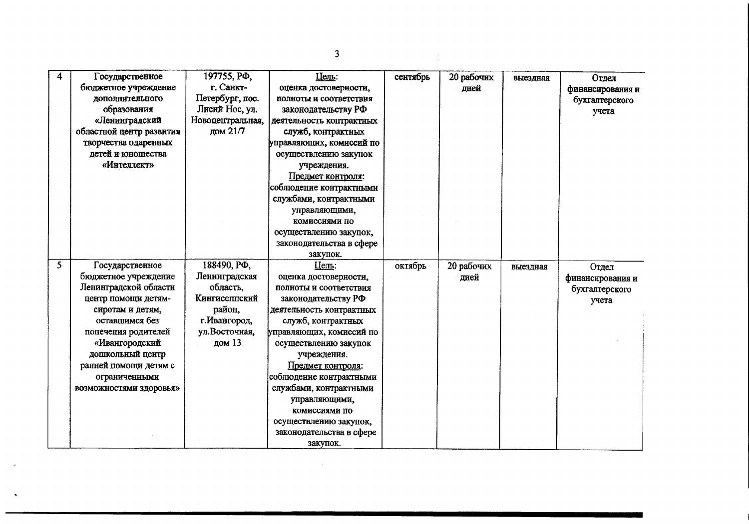| 4 | Государственное бюджетное учреждение дополнительного образования «Ленинградский областной центр развития творчества одаренных детей и юношества «Интеллект» | 197755, РФ, г. Санкт-Петербург, пос. Лисий Нос, ул. Новоцентральная, дом 21/7 | Цель: оценка достоверности, полноты и соответствия законодательству РФ деятельность контрактных служб, контрактных управляющих, комиссий по осуществлению закупок учреждения. Предмет контроля: соблюдение контрактными службами, контрактными управляющими, комиссиями по осуществлению закупок, законодательства в сфере закупок. | сентябрь | 20 рабочих дней | выездная | Отдел финансирования и бухгалтерского учета |
|---|---|---|---|---|---|---|---|
| 5 | Государственное бюджетное учреждение Ленинградской области центр помощи детям-сиротам и детям, оставшимся без попечения родителей «Ивангородский дошкольный центр ранней помощи детям с ограниченными возможностями здоровья» | 188490, РФ, Ленинградская область, Кингисеппский район, г.Ивангород, ул.Восточная, дом 13 | Цель: оценка достоверности, полноты и соответствия законодательству РФ деятельность контрактных служб, контрактных управляющих, комиссий по осуществлению закупок учреждения. Предмет контроля: соблюдение контрактными службами, контрактными управляющими, комиссиями по осуществлению закупок, законодательства в сфере закупок. | октябрь | 20 рабочих дней | выездная | Отдел финансирования и бухгалтерского учета |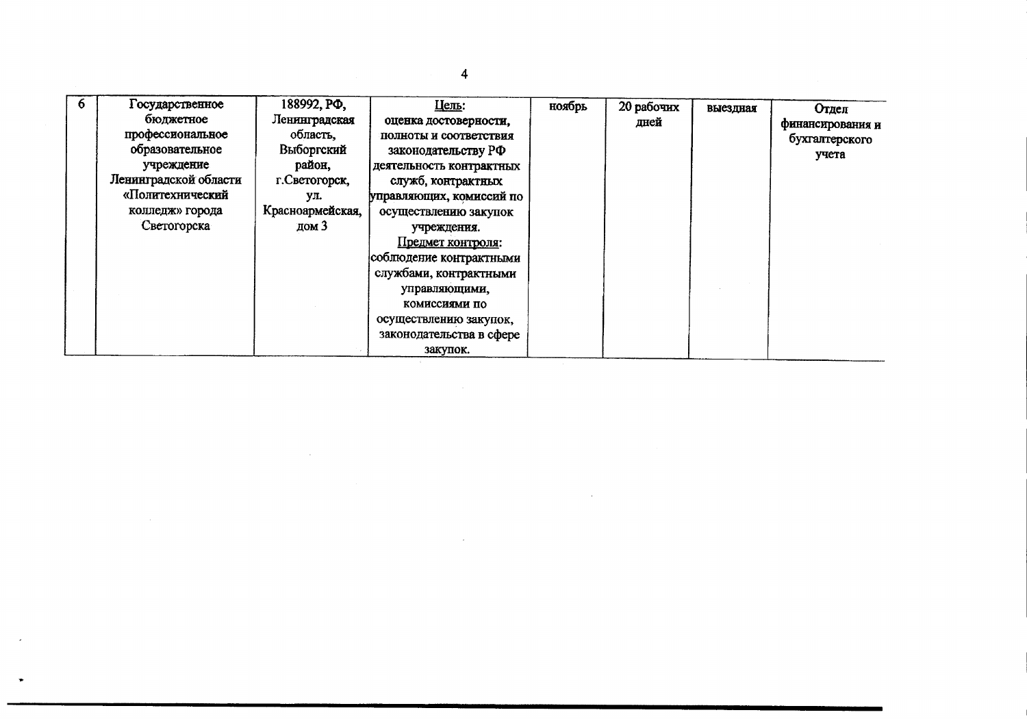| | | | | | | | |
|---|---|---|---|---|---|---|---|
| 6 | Государственное бюджетное профессиональное образовательное учреждение Ленинградской области «Политехнический колледж» города Светогорска | 188992, РФ, Ленинградская область, Выборгский район, г.Светогорск, ул. Красноармейская, дом 3 | Цель: оценка достоверности, полноты и соответствия законодательству РФ деятельность контрактных служб, контрактных управляющих, комиссий по осуществлению закупок учреждения. Предмет контроля: соблюдение контрактными службами, контрактными управляющими, комиссиями по осуществлению закупок, законодательства в сфере закупок. | ноябрь | 20 рабочих дней | выездная | Отдел финансирования и бухгалтерского учета |